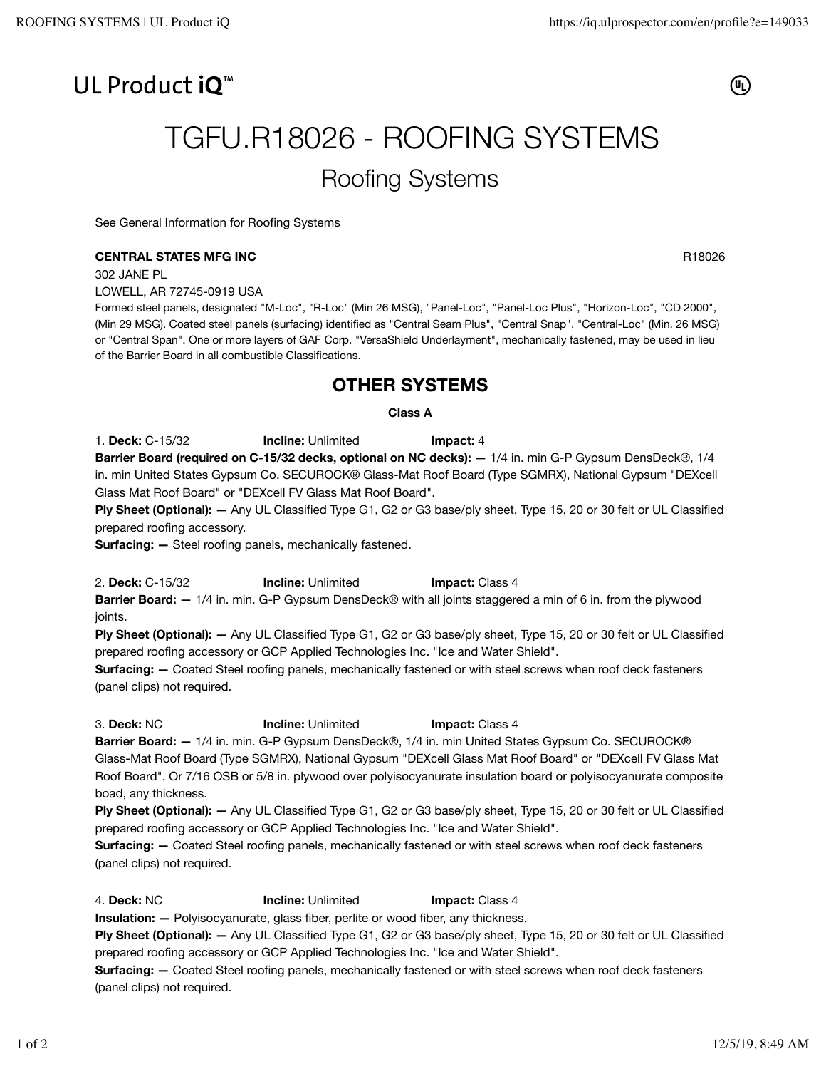UL Product iQ™

# TGFU.R18026 - ROOFING SYSTEMS

## Roofing Systems

See General Information for Roofing Systems

**CENTRAL STATES MFG INC** R18026

302 JANE PL

LOWELL, AR 72745-0919 USA

Formed steel panels, designated "M-Loc", "R-Loc" (Min 26 MSG), "Panel-Loc", "Panel-Loc Plus", "Horizon-Loc", "CD 2000", (Min 29 MSG). Coated steel panels (surfacing) identified as "Central Seam Plus", "Central Snap", "Central-Loc" (Min. 26 MSG) or "Central Span". One or more layers of GAF Corp. "VersaShield Underlayment", mechanically fastened, may be used in lieu of the Barrier Board in all combustible Classifications.

## OTHER SYSTEMS

**Class A**

1. **Deck:** C-15/32 **Incline:** Unlimited **Impact:** 4

**Barrier Board (required on C-15/32 decks, optional on NC decks): —** 1/4 in. min G-P Gypsum DensDeck®, 1/4 in. min United States Gypsum Co. SECUROCK® Glass-Mat Roof Board (Type SGMRX), National Gypsum "DEXcell Glass Mat Roof Board" or "DEXcell FV Glass Mat Roof Board".

**Ply Sheet (Optional): —** Any UL Classified Type G1, G2 or G3 base/ply sheet, Type 15, 20 or 30 felt or UL Classified prepared roofing accessory.

**Surfacing: —** Steel roofing panels, mechanically fastened.

2. **Deck:** C-15/32 **Incline:** Unlimited **Impact:** Class 4

**Barrier Board: —** 1/4 in. min. G-P Gypsum DensDeck® with all joints staggered a min of 6 in. from the plywood joints.

**Ply Sheet (Optional): —** Any UL Classified Type G1, G2 or G3 base/ply sheet, Type 15, 20 or 30 felt or UL Classified prepared roofing accessory or GCP Applied Technologies Inc. "Ice and Water Shield".

**Surfacing: —** Coated Steel roofing panels, mechanically fastened or with steel screws when roof deck fasteners (panel clips) not required.

3. **Deck:** NC **Incline:** Unlimited **Impact:** Class 4

**Barrier Board: —** 1/4 in. min. G-P Gypsum DensDeck®, 1/4 in. min United States Gypsum Co. SECUROCK® Glass-Mat Roof Board (Type SGMRX), National Gypsum "DEXcell Glass Mat Roof Board" or "DEXcell FV Glass Mat Roof Board". Or 7/16 OSB or 5/8 in. plywood over polyisocyanurate insulation board or polyisocyanurate composite boad, any thickness.

**Ply Sheet (Optional): —** Any UL Classified Type G1, G2 or G3 base/ply sheet, Type 15, 20 or 30 felt or UL Classified prepared roofing accessory or GCP Applied Technologies Inc. "Ice and Water Shield".

**Surfacing: —** Coated Steel roofing panels, mechanically fastened or with steel screws when roof deck fasteners (panel clips) not required.

4. **Deck:** NC **Incline:** Unlimited **Impact:** Class 4

**Insulation: —** Polyisocyanurate, glass fiber, perlite or wood fiber, any thickness.

**Ply Sheet (Optional): —** Any UL Classified Type G1, G2 or G3 base/ply sheet, Type 15, 20 or 30 felt or UL Classified prepared roofing accessory or GCP Applied Technologies Inc. "Ice and Water Shield".

**Surfacing: —** Coated Steel roofing panels, mechanically fastened or with steel screws when roof deck fasteners (panel clips) not required.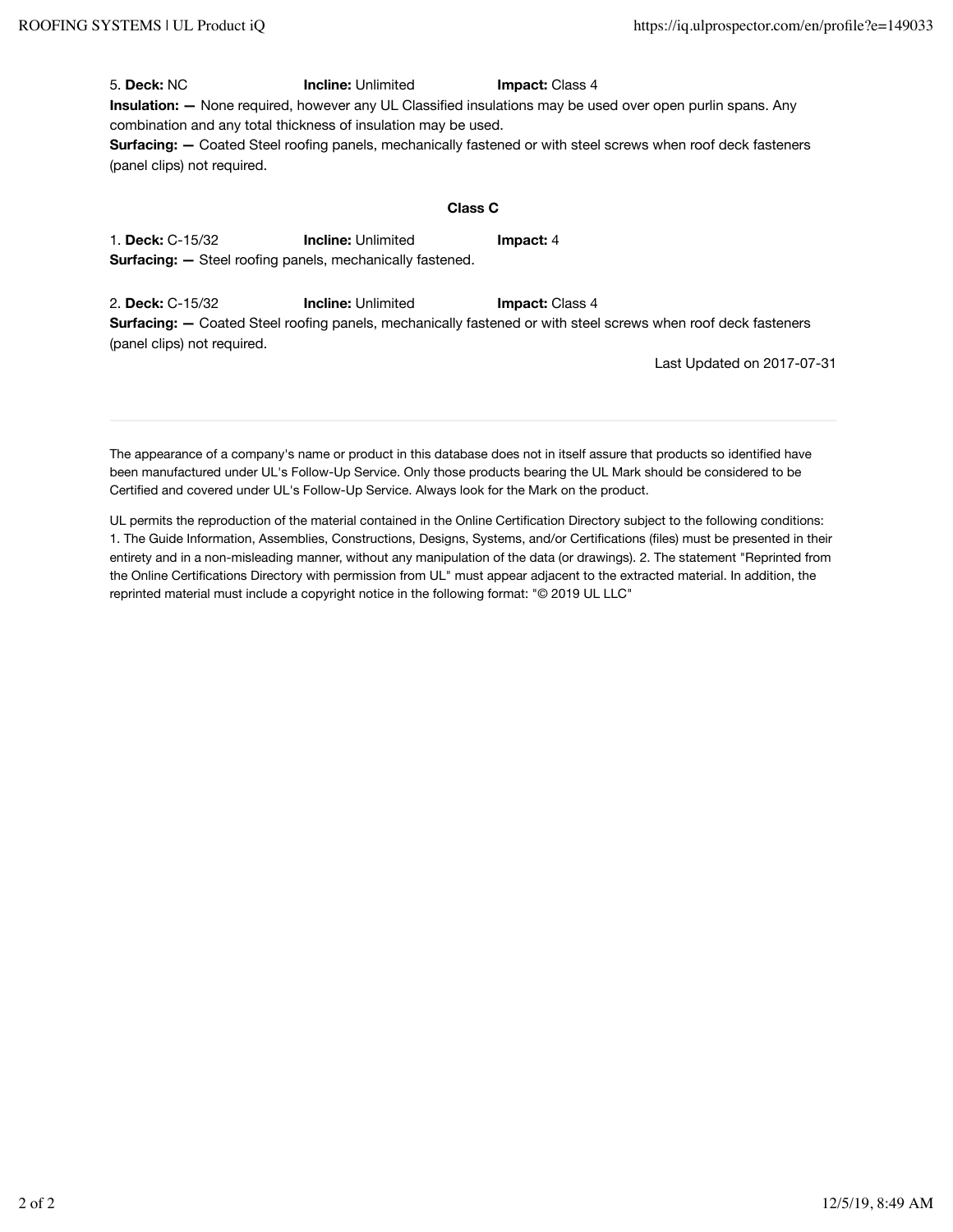5. **Deck:** NC **Incline:** Unlimited **Impact:** Class 4

**Insulation: —** None required, however any UL Classified insulations may be used over open purlin spans. Any combination and any total thickness of insulation may be used.

**Surfacing: —** Coated Steel roofing panels, mechanically fastened or with steel screws when roof deck fasteners (panel clips) not required.

**Class C**

1. **Deck:** C-15/32 **Incline:** Unlimited **Impact:** 4

**Surfacing: —** Steel roofing panels, mechanically fastened.

2. **Deck:** C-15/32 **Incline:** Unlimited **Impact:** Class 4

**Surfacing: —** Coated Steel roofing panels, mechanically fastened or with steel screws when roof deck fasteners (panel clips) not required.

Last Updated on 2017-07-31

---

The appearance of a company's name or product in this database does not in itself assure that products so identified have been manufactured under UL's Follow-Up Service. Only those products bearing the UL Mark should be considered to be Certified and covered under UL's Follow-Up Service. Always look for the Mark on the product.

UL permits the reproduction of the material contained in the Online Certification Directory subject to the following conditions: 1. The Guide Information, Assemblies, Constructions, Designs, Systems, and/or Certifications (files) must be presented in their entirety and in a non-misleading manner, without any manipulation of the data (or drawings). 2. The statement "Reprinted from the Online Certifications Directory with permission from UL" must appear adjacent to the extracted material. In addition, the reprinted material must include a copyright notice in the following format: "© 2019 UL LLC"